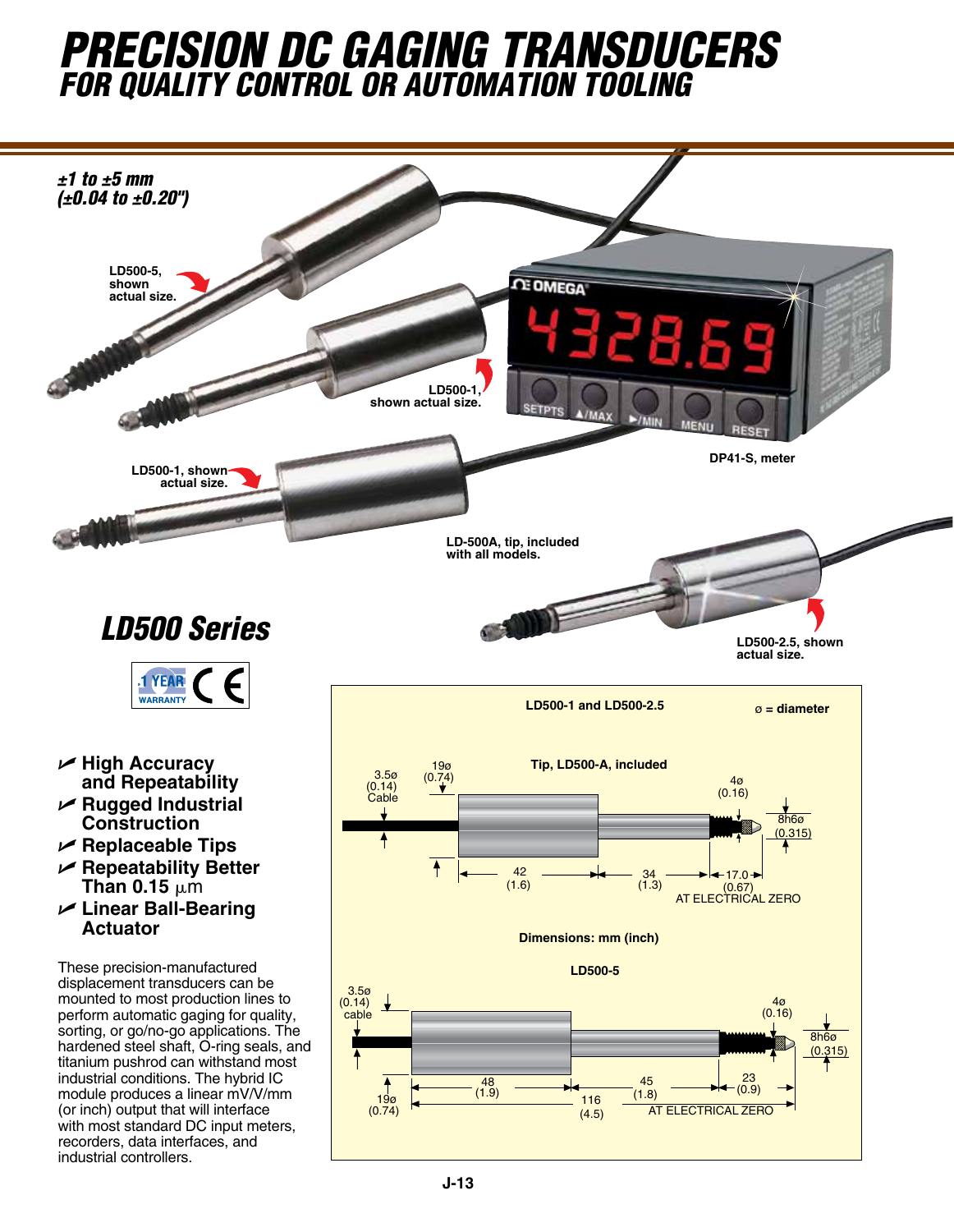# PRECISION DC GAGING TRANSDUCERS

## FOR QUALITY CONTROL OR AUTOMATION TOOLING

*±1 to ±5 mm (±0.04 to ±0.20")*

LD500-5, shown actual size.

LD500-1, shown actual size.

DP41-S, meter

LD500-1, shown actual size.

LD-500A, tip, included with all models.

LD500-2.5, shown actual size.

## LD500 Series

1 YEAR WARRANTY CE

- High Accuracy and Repeatability
- Rugged Industrial Construction
- Replaceable Tips
- Repeatability Better Than 0.15 µm
- Linear Ball-Bearing Actuator

These precision-manufactured displacement transducers can be mounted to most production lines to perform automatic gaging for quality, sorting, or go/no-go applications. The hardened steel shaft, O-ring seals, and titanium pushrod can withstand most industrial conditions. The hybrid IC module produces a linear mV/V/mm (or inch) output that will interface with most standard DC input meters, recorders, data interfaces, and industrial controllers.

**LD500-1 and LD500-2.5** ø = diameter

Tip, LD500-A, included

3.5ø (0.14) Cable; 19ø (0.74); 4ø (0.16); 8h6ø (0.315); 42 (1.6); 34 (1.3); 17.0 (0.67) AT ELECTRICAL ZERO

Dimensions: mm (inch)

**LD500-5**

3.5ø (0.14) cable; 19ø (0.74); 4ø (0.16); 8h6ø (0.315); 48 (1.9); 116 (4.5); 45 (1.8); 23 (0.9) AT ELECTRICAL ZERO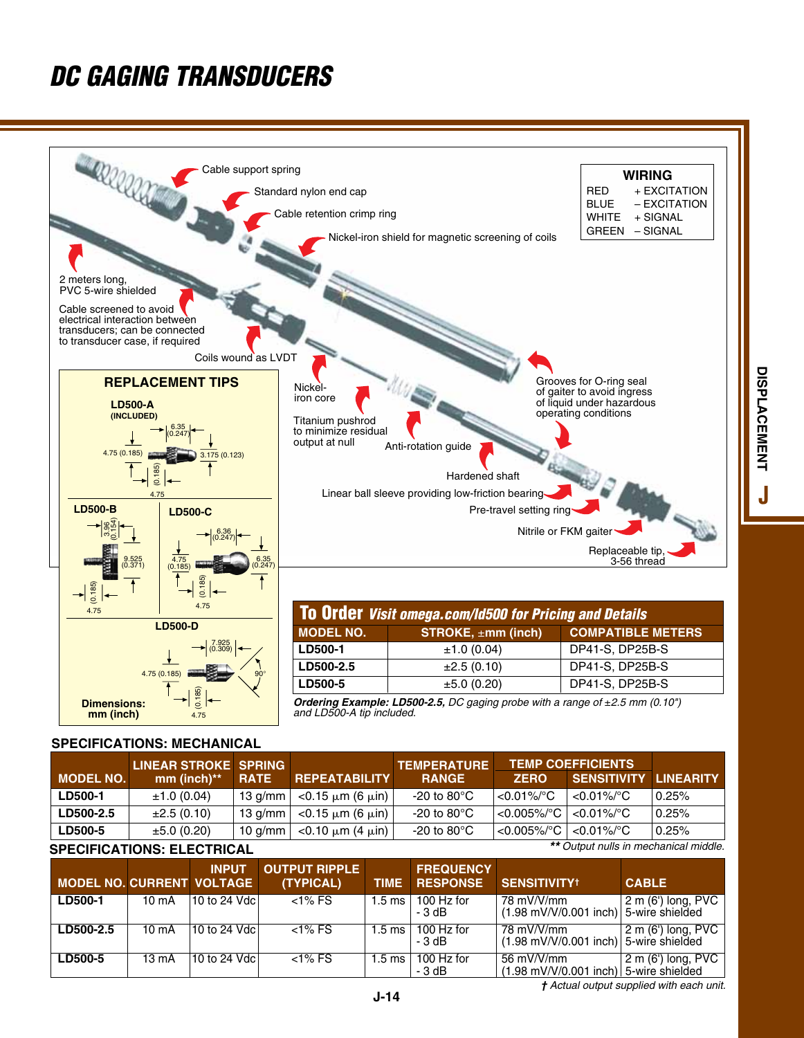# DC GAGING TRANSDUCERS

Cable support spring

Standard nylon end cap

Cable retention crimp ring

Nickel-iron shield for magnetic screening of coils

2 meters long, PVC 5-wire shielded

Cable screened to avoid electrical interaction between transducers; can be connected to transducer case, if required

Coils wound as LVDT

Nickel-iron core

Titanium pushrod to minimize residual output at null

Anti-rotation guide

Hardened shaft

Linear ball sleeve providing low-friction bearing

Pre-travel setting ring

Nitrile or FKM gaiter

Replaceable tip, 3-56 thread

Grooves for O-ring seal of gaiter to avoid ingress of liquid under hazardous operating conditions

**WIRING**

| | |
|---|---|
| RED | + EXCITATION |
| BLUE | – EXCITATION |
| WHITE | + SIGNAL |
| GREEN | – SIGNAL |

## REPLACEMENT TIPS

**LD500-A (INCLUDED)**

6.35 (0.247)
4.75 (0.185)
3.175 (0.123)
(0.185)
4.75

**LD500-B**

3.96 (0.154)
9.525 (0.371)
(0.185)
4.75

**LD500-C**

6.36 (0.247)
4.75 (0.185)
6.35 (0.247)
(0.185)
4.75

**LD500-D**

7.925 (0.309)
4.75 (0.185)
90°
(0.185)
4.75

**Dimensions: mm (inch)**

## To Order *Visit omega.com/ld500 for Pricing and Details*

| MODEL NO. | STROKE, ±mm (inch) | COMPATIBLE METERS |
|---|---|---|
| LD500-1 | ±1.0 (0.04) | DP41-S, DP25B-S |
| LD500-2.5 | ±2.5 (0.10) | DP41-S, DP25B-S |
| LD500-5 | ±5.0 (0.20) | DP41-S, DP25B-S |

***Ordering Example: LD500-2.5,*** *DC gaging probe with a range of ±2.5 mm (0.10") and LD500-A tip included.*

## SPECIFICATIONS: MECHANICAL

| MODEL NO. | LINEAR STROKE mm (inch)** | SPRING RATE | REPEATABILITY | TEMPERATURE RANGE | TEMP COEFFICIENTS | | LINEARITY |
|---|---|---|---|---|---|---|---|
| | | | | | ZERO | SENSITIVITY | |
| LD500-1 | ±1.0 (0.04) | 13 g/mm | <0.15 µm (6 µin) | -20 to 80°C | <0.01%/°C | <0.01%/°C | 0.25% |
| LD500-2.5 | ±2.5 (0.10) | 13 g/mm | <0.15 µm (6 µin) | -20 to 80°C | <0.005%/°C | <0.01%/°C | 0.25% |
| LD500-5 | ±5.0 (0.20) | 10 g/mm | <0.10 µm (4 µin) | -20 to 80°C | <0.005%/°C | <0.01%/°C | 0.25% |

*** Output nulls in mechanical middle.*

## SPECIFICATIONS: ELECTRICAL

| MODEL NO. | CURRENT | INPUT VOLTAGE | OUTPUT RIPPLE (TYPICAL) | TIME | FREQUENCY RESPONSE | SENSITIVITY† | CABLE |
|---|---|---|---|---|---|---|---|
| LD500-1 | 10 mA | 10 to 24 Vdc | <1% FS | 1.5 ms | 100 Hz for - 3 dB | 78 mV/V/mm (1.98 mV/V/0.001 inch) | 2 m (6') long, PVC 5-wire shielded |
| LD500-2.5 | 10 mA | 10 to 24 Vdc | <1% FS | 1.5 ms | 100 Hz for - 3 dB | 78 mV/V/mm (1.98 mV/V/0.001 inch) | 2 m (6') long, PVC 5-wire shielded |
| LD500-5 | 13 mA | 10 to 24 Vdc | <1% FS | 1.5 ms | 100 Hz for - 3 dB | 56 mV/V/mm (1.98 mV/V/0.001 inch) | 2 m (6') long, PVC 5-wire shielded |

*† Actual output supplied with each unit.*